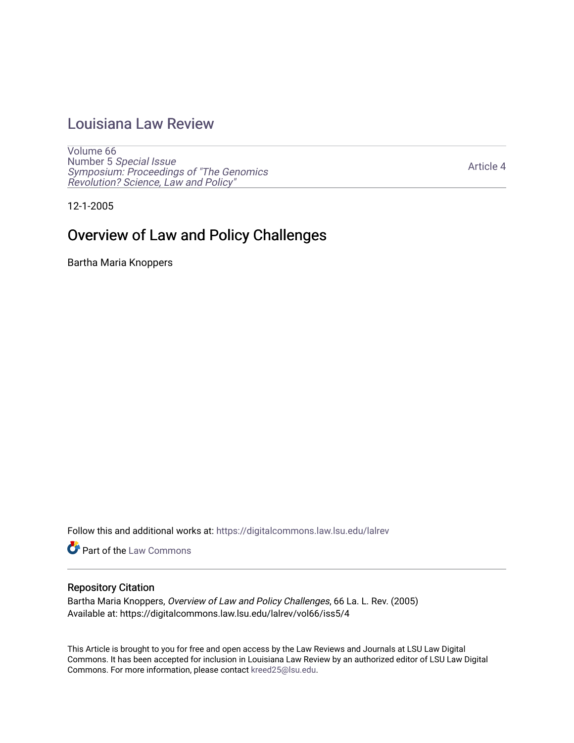# Louisiana Law Review

Volume 66
Number 5 *Special Issue*
*Symposium: Proceedings of "The Genomics Revolution? Science, Law and Policy"*

Article 4

12-1-2005

## Overview of Law and Policy Challenges

Bartha Maria Knoppers

Follow this and additional works at: https://digitalcommons.law.lsu.edu/lalrev

Part of the Law Commons

### Repository Citation

Bartha Maria Knoppers, *Overview of Law and Policy Challenges*, 66 La. L. Rev. (2005)
Available at: https://digitalcommons.law.lsu.edu/lalrev/vol66/iss5/4

This Article is brought to you for free and open access by the Law Reviews and Journals at LSU Law Digital Commons. It has been accepted for inclusion in Louisiana Law Review by an authorized editor of LSU Law Digital Commons. For more information, please contact kreed25@lsu.edu.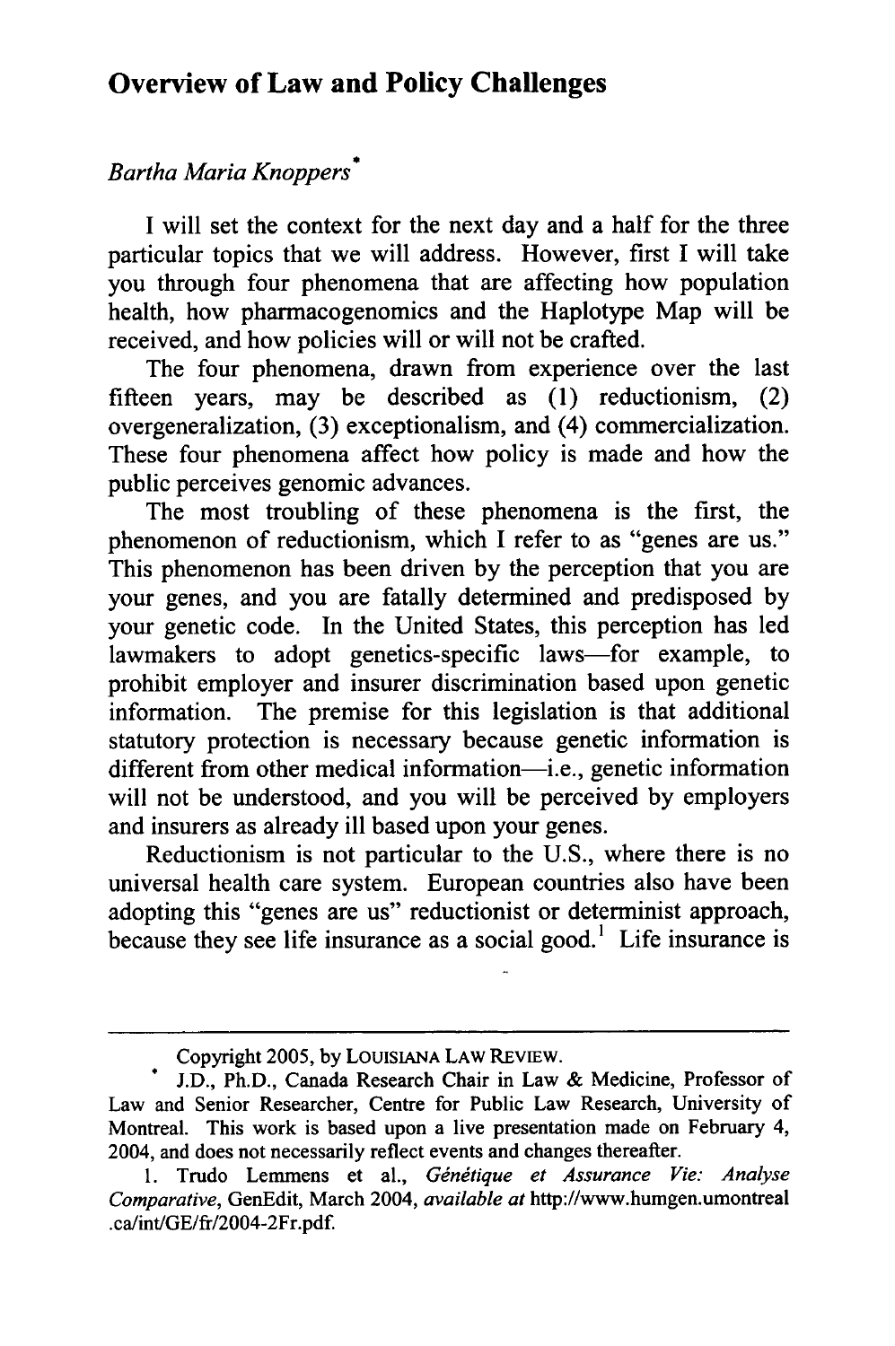## Overview of Law and Policy Challenges

*Bartha Maria Knoppers*[*]

I will set the context for the next day and a half for the three particular topics that we will address. However, first I will take you through four phenomena that are affecting how population health, how pharmacogenomics and the Haplotype Map will be received, and how policies will or will not be crafted.

The four phenomena, drawn from experience over the last fifteen years, may be described as (1) reductionism, (2) overgeneralization, (3) exceptionalism, and (4) commercialization. These four phenomena affect how policy is made and how the public perceives genomic advances.

The most troubling of these phenomena is the first, the phenomenon of reductionism, which I refer to as "genes are us." This phenomenon has been driven by the perception that you are your genes, and you are fatally determined and predisposed by your genetic code. In the United States, this perception has led lawmakers to adopt genetics-specific laws—for example, to prohibit employer and insurer discrimination based upon genetic information. The premise for this legislation is that additional statutory protection is necessary because genetic information is different from other medical information—i.e., genetic information will not be understood, and you will be perceived by employers and insurers as already ill based upon your genes.

Reductionism is not particular to the U.S., where there is no universal health care system. European countries also have been adopting this "genes are us" reductionist or determinist approach, because they see life insurance as a social good.[1] Life insurance is

---

Copyright 2005, by LOUISIANA LAW REVIEW.

[*] J.D., Ph.D., Canada Research Chair in Law & Medicine, Professor of Law and Senior Researcher, Centre for Public Law Research, University of Montreal. This work is based upon a live presentation made on February 4, 2004, and does not necessarily reflect events and changes thereafter.

1. Trudo Lemmens et al., *Génétique et Assurance Vie: Analyse Comparative*, GenEdit, March 2004, *available at* http://www.humgen.umontreal.ca/int/GE/fr/2004-2Fr.pdf.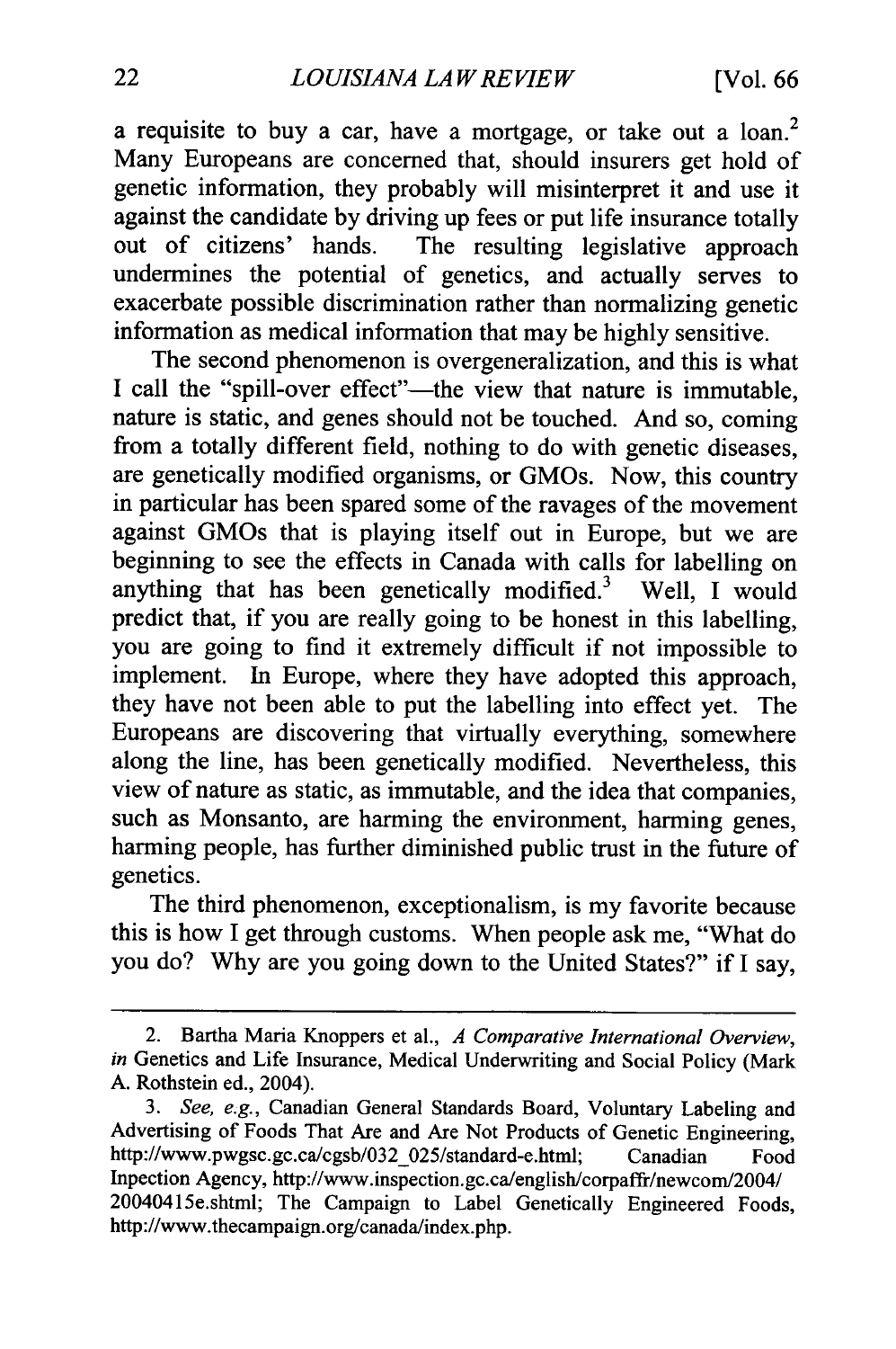a requisite to buy a car, have a mortgage, or take out a loan.[2] Many Europeans are concerned that, should insurers get hold of genetic information, they probably will misinterpret it and use it against the candidate by driving up fees or put life insurance totally out of citizens' hands. The resulting legislative approach undermines the potential of genetics, and actually serves to exacerbate possible discrimination rather than normalizing genetic information as medical information that may be highly sensitive.

The second phenomenon is overgeneralization, and this is what I call the "spill-over effect"—the view that nature is immutable, nature is static, and genes should not be touched. And so, coming from a totally different field, nothing to do with genetic diseases, are genetically modified organisms, or GMOs. Now, this country in particular has been spared some of the ravages of the movement against GMOs that is playing itself out in Europe, but we are beginning to see the effects in Canada with calls for labelling on anything that has been genetically modified.[3] Well, I would predict that, if you are really going to be honest in this labelling, you are going to find it extremely difficult if not impossible to implement. In Europe, where they have adopted this approach, they have not been able to put the labelling into effect yet. The Europeans are discovering that virtually everything, somewhere along the line, has been genetically modified. Nevertheless, this view of nature as static, as immutable, and the idea that companies, such as Monsanto, are harming the environment, harming genes, harming people, has further diminished public trust in the future of genetics.

The third phenomenon, exceptionalism, is my favorite because this is how I get through customs. When people ask me, "What do you do? Why are you going down to the United States?" if I say,

---

2. Bartha Maria Knoppers et al., *A Comparative International Overview*, *in* Genetics and Life Insurance, Medical Underwriting and Social Policy (Mark A. Rothstein ed., 2004).

3. *See, e.g.*, Canadian General Standards Board, Voluntary Labeling and Advertising of Foods That Are and Are Not Products of Genetic Engineering, http://www.pwgsc.gc.ca/cgsb/032_025/standard-e.html; Canadian Food Inpection Agency, http://www.inspection.gc.ca/english/corpaffr/newcom/2004/20040415e.shtml; The Campaign to Label Genetically Engineered Foods, http://www.thecampaign.org/canada/index.php.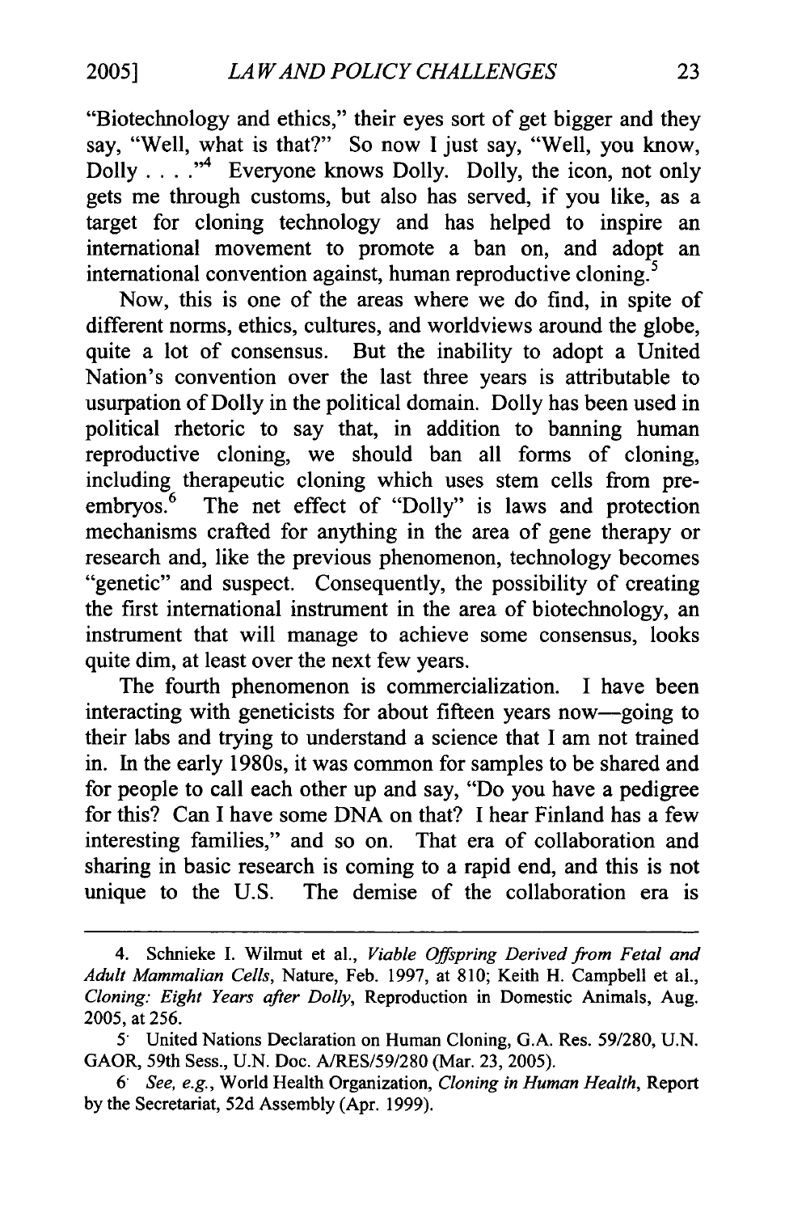"Biotechnology and ethics," their eyes sort of get bigger and they say, "Well, what is that?" So now I just say, "Well, you know, Dolly . . . ."[4] Everyone knows Dolly. Dolly, the icon, not only gets me through customs, but also has served, if you like, as a target for cloning technology and has helped to inspire an international movement to promote a ban on, and adopt an international convention against, human reproductive cloning.[5]

Now, this is one of the areas where we do find, in spite of different norms, ethics, cultures, and worldviews around the globe, quite a lot of consensus. But the inability to adopt a United Nation's convention over the last three years is attributable to usurpation of Dolly in the political domain. Dolly has been used in political rhetoric to say that, in addition to banning human reproductive cloning, we should ban all forms of cloning, including therapeutic cloning which uses stem cells from pre-embryos.[6] The net effect of "Dolly" is laws and protection mechanisms crafted for anything in the area of gene therapy or research and, like the previous phenomenon, technology becomes "genetic" and suspect. Consequently, the possibility of creating the first international instrument in the area of biotechnology, an instrument that will manage to achieve some consensus, looks quite dim, at least over the next few years.

The fourth phenomenon is commercialization. I have been interacting with geneticists for about fifteen years now—going to their labs and trying to understand a science that I am not trained in. In the early 1980s, it was common for samples to be shared and for people to call each other up and say, "Do you have a pedigree for this? Can I have some DNA on that? I hear Finland has a few interesting families," and so on. That era of collaboration and sharing in basic research is coming to a rapid end, and this is not unique to the U.S. The demise of the collaboration era is

---

4. Schnieke I. Wilmut et al., *Viable Offspring Derived from Fetal and Adult Mammalian Cells*, Nature, Feb. 1997, at 810; Keith H. Campbell et al., *Cloning: Eight Years after Dolly*, Reproduction in Domestic Animals, Aug. 2005, at 256.

5. United Nations Declaration on Human Cloning, G.A. Res. 59/280, U.N. GAOR, 59th Sess., U.N. Doc. A/RES/59/280 (Mar. 23, 2005).

6. *See, e.g.*, World Health Organization, *Cloning in Human Health*, Report by the Secretariat, 52d Assembly (Apr. 1999).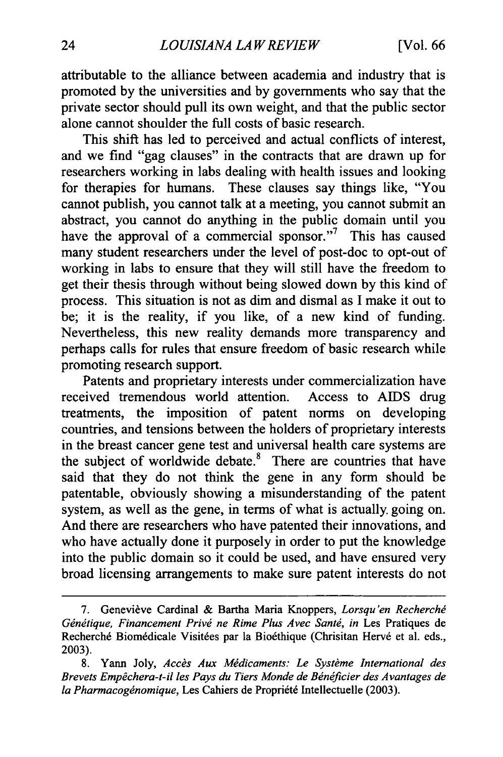attributable to the alliance between academia and industry that is promoted by the universities and by governments who say that the private sector should pull its own weight, and that the public sector alone cannot shoulder the full costs of basic research.

This shift has led to perceived and actual conflicts of interest, and we find "gag clauses" in the contracts that are drawn up for researchers working in labs dealing with health issues and looking for therapies for humans. These clauses say things like, "You cannot publish, you cannot talk at a meeting, you cannot submit an abstract, you cannot do anything in the public domain until you have the approval of a commercial sponsor."[7] This has caused many student researchers under the level of post-doc to opt-out of working in labs to ensure that they will still have the freedom to get their thesis through without being slowed down by this kind of process. This situation is not as dim and dismal as I make it out to be; it is the reality, if you like, of a new kind of funding. Nevertheless, this new reality demands more transparency and perhaps calls for rules that ensure freedom of basic research while promoting research support.

Patents and proprietary interests under commercialization have received tremendous world attention. Access to AIDS drug treatments, the imposition of patent norms on developing countries, and tensions between the holders of proprietary interests in the breast cancer gene test and universal health care systems are the subject of worldwide debate.[8] There are countries that have said that they do not think the gene in any form should be patentable, obviously showing a misunderstanding of the patent system, as well as the gene, in terms of what is actually going on. And there are researchers who have patented their innovations, and who have actually done it purposely in order to put the knowledge into the public domain so it could be used, and have ensured very broad licensing arrangements to make sure patent interests do not

---

7. Geneviève Cardinal & Bartha Maria Knoppers, *Lorsqu'en Recherché Génétique, Financement Privé ne Rime Plus Avec Santé*, *in* Les Pratiques de Recherché Biomédicale Visitées par la Bioéthique (Chrisitan Hervé et al. eds., 2003).

8. Yann Joly, *Accès Aux Médicaments: Le Système International des Brevets Empêchera-t-il les Pays du Tiers Monde de Bénéficier des Avantages de la Pharmacogénomique*, Les Cahiers de Propriété Intellectuelle (2003).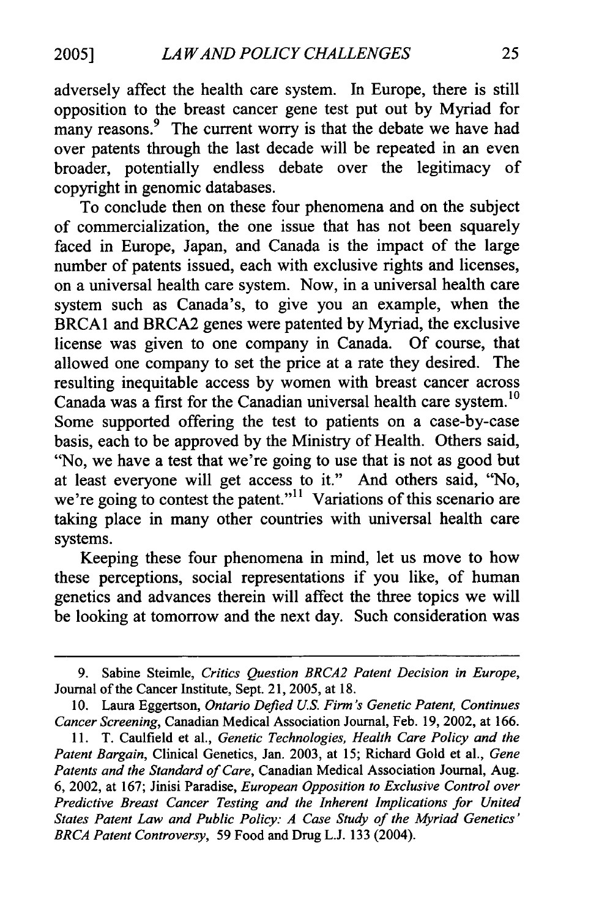adversely affect the health care system. In Europe, there is still opposition to the breast cancer gene test put out by Myriad for many reasons.[9] The current worry is that the debate we have had over patents through the last decade will be repeated in an even broader, potentially endless debate over the legitimacy of copyright in genomic databases.

To conclude then on these four phenomena and on the subject of commercialization, the one issue that has not been squarely faced in Europe, Japan, and Canada is the impact of the large number of patents issued, each with exclusive rights and licenses, on a universal health care system. Now, in a universal health care system such as Canada's, to give you an example, when the BRCA1 and BRCA2 genes were patented by Myriad, the exclusive license was given to one company in Canada. Of course, that allowed one company to set the price at a rate they desired. The resulting inequitable access by women with breast cancer across Canada was a first for the Canadian universal health care system.[10] Some supported offering the test to patients on a case-by-case basis, each to be approved by the Ministry of Health. Others said, "No, we have a test that we're going to use that is not as good but at least everyone will get access to it." And others said, "No, we're going to contest the patent."[11] Variations of this scenario are taking place in many other countries with universal health care systems.

Keeping these four phenomena in mind, let us move to how these perceptions, social representations if you like, of human genetics and advances therein will affect the three topics we will be looking at tomorrow and the next day. Such consideration was

---

9. Sabine Steimle, *Critics Question BRCA2 Patent Decision in Europe*, Journal of the Cancer Institute, Sept. 21, 2005, at 18.

10. Laura Eggertson, *Ontario Defied U.S. Firm's Genetic Patent, Continues Cancer Screening*, Canadian Medical Association Journal, Feb. 19, 2002, at 166.

11. T. Caulfield et al., *Genetic Technologies, Health Care Policy and the Patent Bargain*, Clinical Genetics, Jan. 2003, at 15; Richard Gold et al., *Gene Patents and the Standard of Care*, Canadian Medical Association Journal, Aug. 6, 2002, at 167; Jinisi Paradise, *European Opposition to Exclusive Control over Predictive Breast Cancer Testing and the Inherent Implications for United States Patent Law and Public Policy: A Case Study of the Myriad Genetics' BRCA Patent Controversy*, 59 Food and Drug L.J. 133 (2004).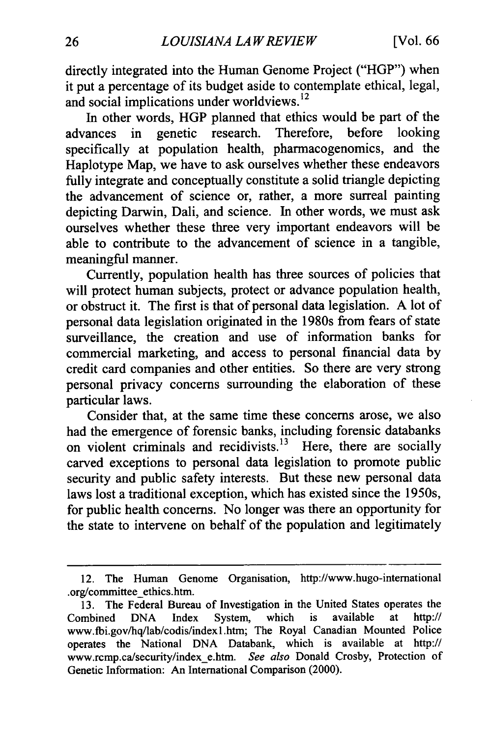directly integrated into the Human Genome Project ("HGP") when it put a percentage of its budget aside to contemplate ethical, legal, and social implications under worldviews.[12]

In other words, HGP planned that ethics would be part of the advances in genetic research. Therefore, before looking specifically at population health, pharmacogenomics, and the Haplotype Map, we have to ask ourselves whether these endeavors fully integrate and conceptually constitute a solid triangle depicting the advancement of science or, rather, a more surreal painting depicting Darwin, Dali, and science. In other words, we must ask ourselves whether these three very important endeavors will be able to contribute to the advancement of science in a tangible, meaningful manner.

Currently, population health has three sources of policies that will protect human subjects, protect or advance population health, or obstruct it. The first is that of personal data legislation. A lot of personal data legislation originated in the 1980s from fears of state surveillance, the creation and use of information banks for commercial marketing, and access to personal financial data by credit card companies and other entities. So there are very strong personal privacy concerns surrounding the elaboration of these particular laws.

Consider that, at the same time these concerns arose, we also had the emergence of forensic banks, including forensic databanks on violent criminals and recidivists.[13] Here, there are socially carved exceptions to personal data legislation to promote public security and public safety interests. But these new personal data laws lost a traditional exception, which has existed since the 1950s, for public health concerns. No longer was there an opportunity for the state to intervene on behalf of the population and legitimately

---

12. The Human Genome Organisation, http://www.hugo-international.org/committee_ethics.htm.

13. The Federal Bureau of Investigation in the United States operates the Combined DNA Index System, which is available at http://www.fbi.gov/hq/lab/codis/index1.htm; The Royal Canadian Mounted Police operates the National DNA Databank, which is available at http://www.rcmp.ca/security/index_e.htm. *See also* Donald Crosby, Protection of Genetic Information: An International Comparison (2000).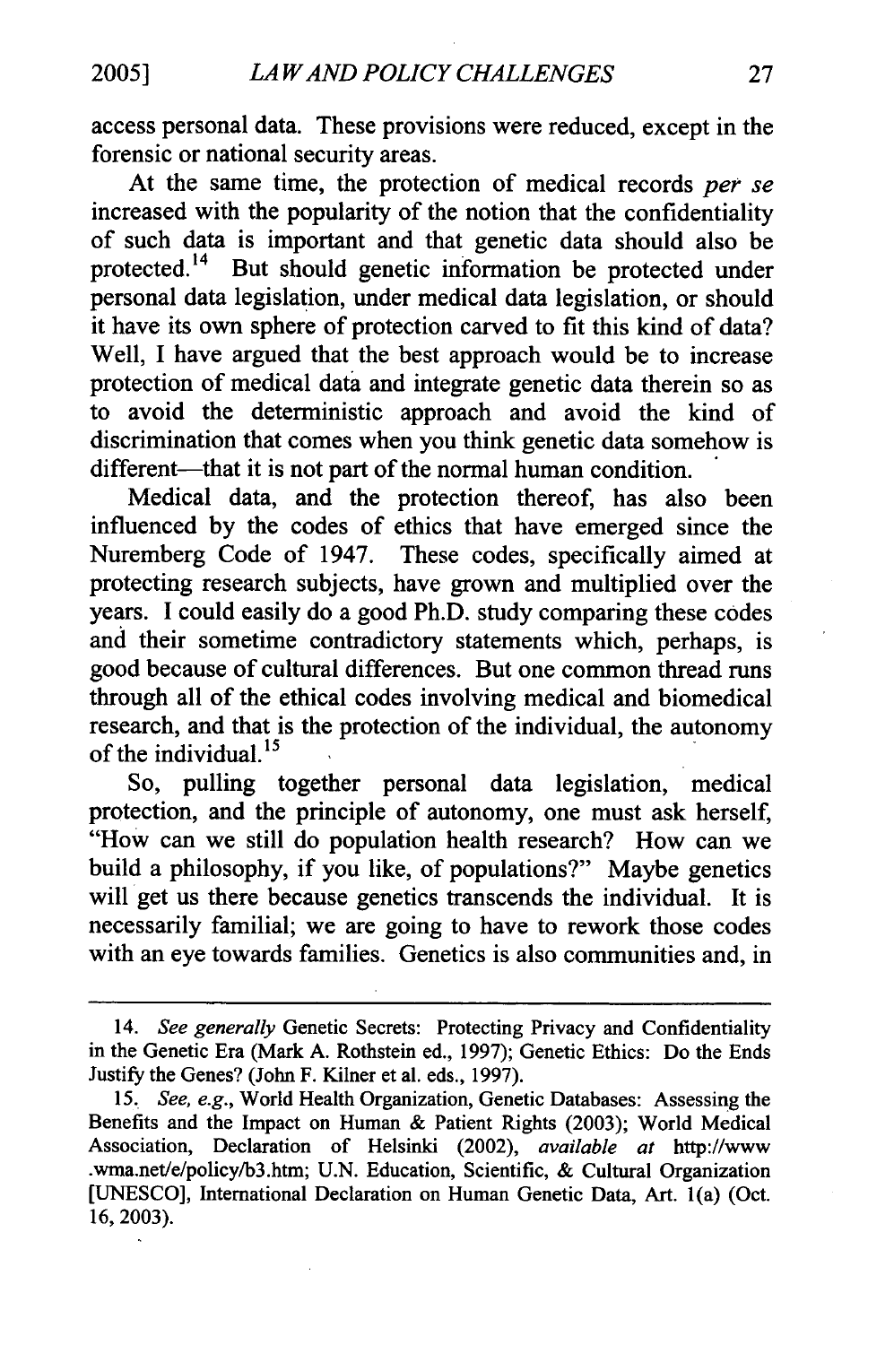access personal data. These provisions were reduced, except in the forensic or national security areas.

At the same time, the protection of medical records *per se* increased with the popularity of the notion that the confidentiality of such data is important and that genetic data should also be protected.[14] But should genetic information be protected under personal data legislation, under medical data legislation, or should it have its own sphere of protection carved to fit this kind of data? Well, I have argued that the best approach would be to increase protection of medical data and integrate genetic data therein so as to avoid the deterministic approach and avoid the kind of discrimination that comes when you think genetic data somehow is different—that it is not part of the normal human condition.

Medical data, and the protection thereof, has also been influenced by the codes of ethics that have emerged since the Nuremberg Code of 1947. These codes, specifically aimed at protecting research subjects, have grown and multiplied over the years. I could easily do a good Ph.D. study comparing these codes and their sometime contradictory statements which, perhaps, is good because of cultural differences. But one common thread runs through all of the ethical codes involving medical and biomedical research, and that is the protection of the individual, the autonomy of the individual.[15]

So, pulling together personal data legislation, medical protection, and the principle of autonomy, one must ask herself, "How can we still do population health research? How can we build a philosophy, if you like, of populations?" Maybe genetics will get us there because genetics transcends the individual. It is necessarily familial; we are going to have to rework those codes with an eye towards families. Genetics is also communities and, in

---

14. *See generally* Genetic Secrets: Protecting Privacy and Confidentiality in the Genetic Era (Mark A. Rothstein ed., 1997); Genetic Ethics: Do the Ends Justify the Genes? (John F. Kilner et al. eds., 1997).

15. *See, e.g.*, World Health Organization, Genetic Databases: Assessing the Benefits and the Impact on Human & Patient Rights (2003); World Medical Association, Declaration of Helsinki (2002), *available at* http://www.wma.net/e/policy/b3.htm; U.N. Education, Scientific, & Cultural Organization [UNESCO], International Declaration on Human Genetic Data, Art. 1(a) (Oct. 16, 2003).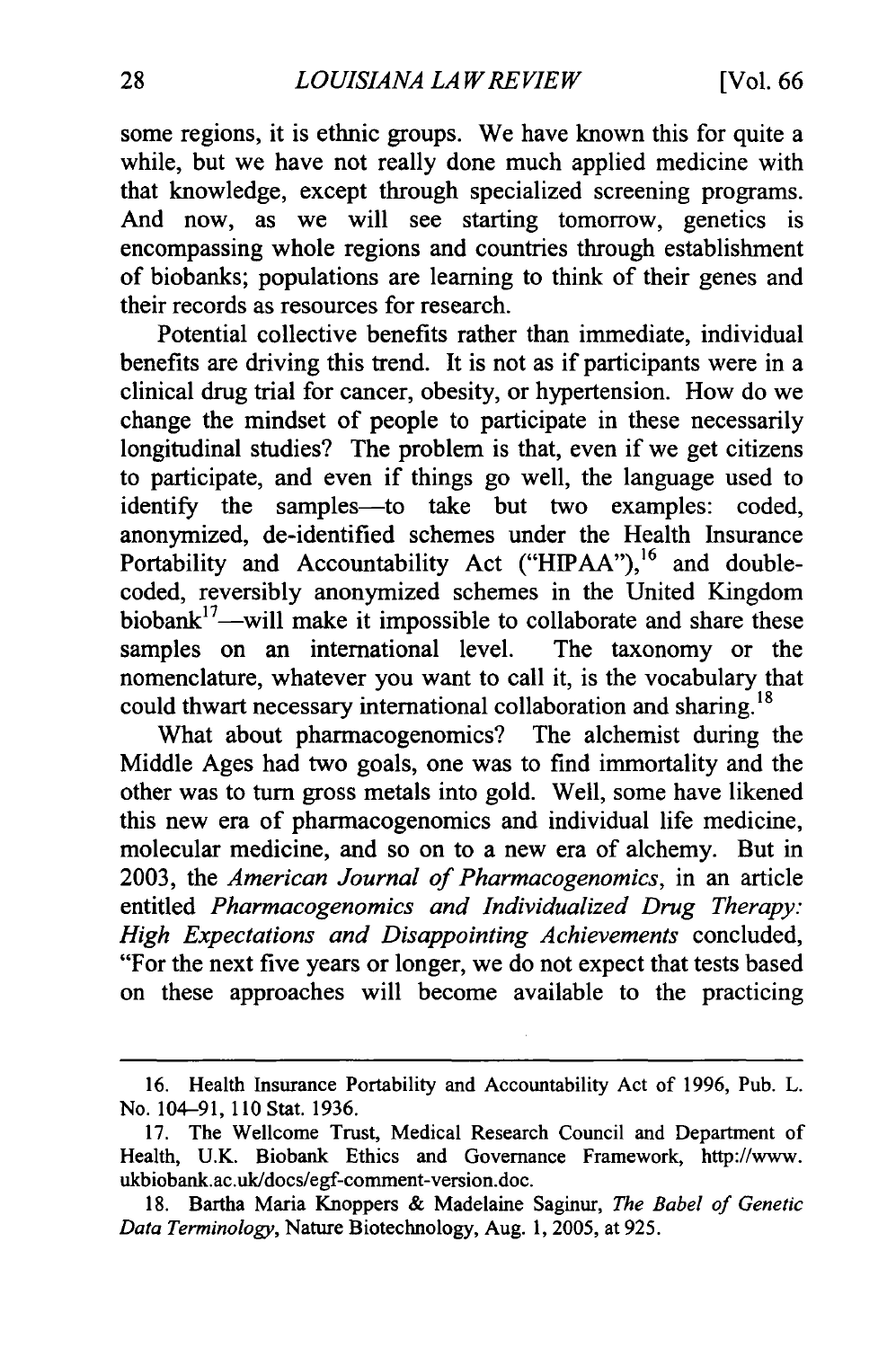some regions, it is ethnic groups. We have known this for quite a while, but we have not really done much applied medicine with that knowledge, except through specialized screening programs. And now, as we will see starting tomorrow, genetics is encompassing whole regions and countries through establishment of biobanks; populations are learning to think of their genes and their records as resources for research.

Potential collective benefits rather than immediate, individual benefits are driving this trend. It is not as if participants were in a clinical drug trial for cancer, obesity, or hypertension. How do we change the mindset of people to participate in these necessarily longitudinal studies? The problem is that, even if we get citizens to participate, and even if things go well, the language used to identify the samples—to take but two examples: coded, anonymized, de-identified schemes under the Health Insurance Portability and Accountability Act ("HIPAA"),[16] and double-coded, reversibly anonymized schemes in the United Kingdom biobank[17]—will make it impossible to collaborate and share these samples on an international level. The taxonomy or the nomenclature, whatever you want to call it, is the vocabulary that could thwart necessary international collaboration and sharing.[18]

What about pharmacogenomics? The alchemist during the Middle Ages had two goals, one was to find immortality and the other was to turn gross metals into gold. Well, some have likened this new era of pharmacogenomics and individual life medicine, molecular medicine, and so on to a new era of alchemy. But in 2003, the *American Journal of Pharmacogenomics*, in an article entitled *Pharmacogenomics and Individualized Drug Therapy: High Expectations and Disappointing Achievements* concluded, "For the next five years or longer, we do not expect that tests based on these approaches will become available to the practicing

---

16. Health Insurance Portability and Accountability Act of 1996, Pub. L. No. 104–91, 110 Stat. 1936.

17. The Wellcome Trust, Medical Research Council and Department of Health, U.K. Biobank Ethics and Governance Framework, http://www.ukbiobank.ac.uk/docs/egf-comment-version.doc.

18. Bartha Maria Knoppers & Madelaine Saginur, *The Babel of Genetic Data Terminology*, Nature Biotechnology, Aug. 1, 2005, at 925.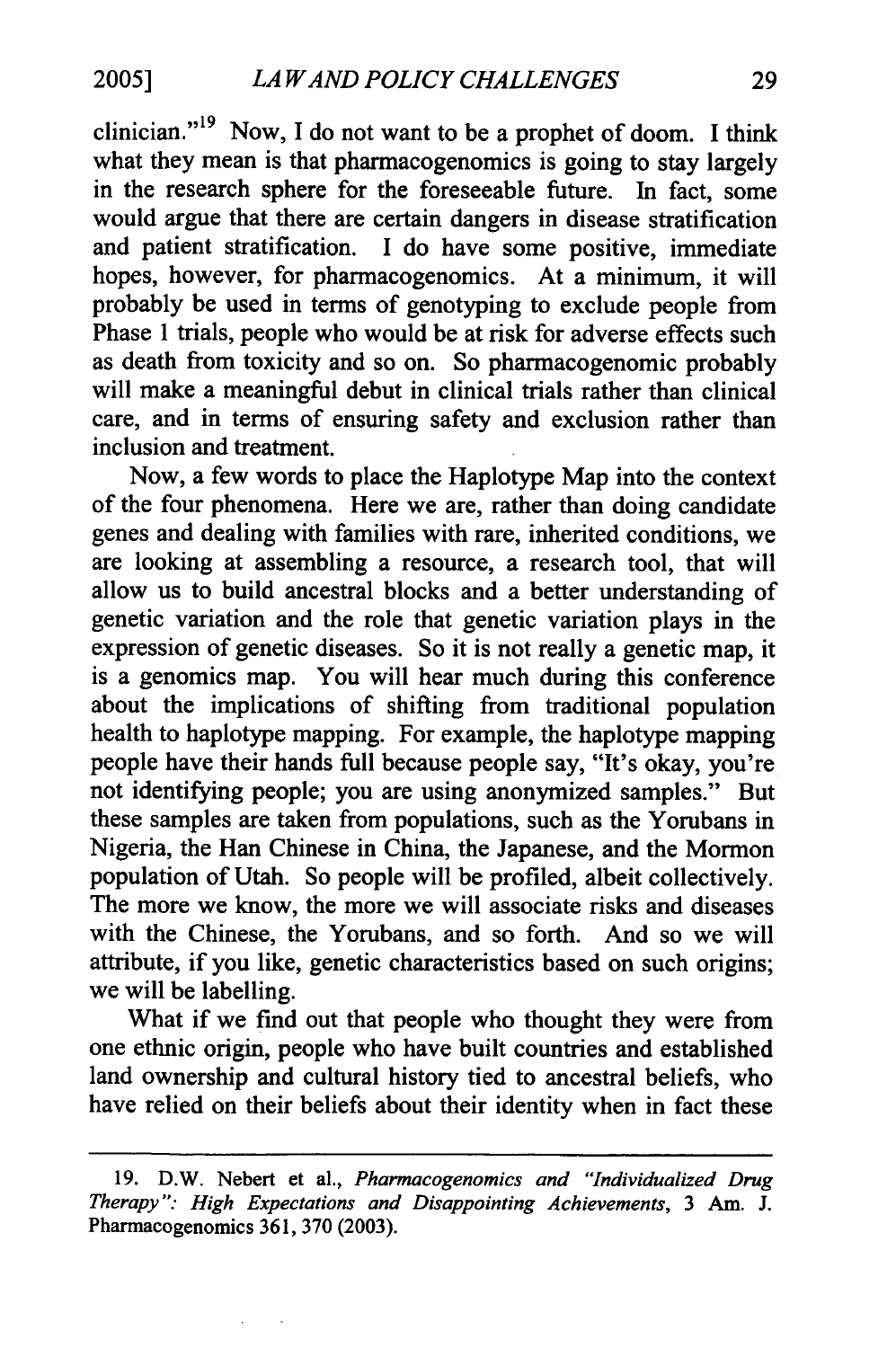clinician."[19] Now, I do not want to be a prophet of doom. I think what they mean is that pharmacogenomics is going to stay largely in the research sphere for the foreseeable future. In fact, some would argue that there are certain dangers in disease stratification and patient stratification. I do have some positive, immediate hopes, however, for pharmacogenomics. At a minimum, it will probably be used in terms of genotyping to exclude people from Phase 1 trials, people who would be at risk for adverse effects such as death from toxicity and so on. So pharmacogenomic probably will make a meaningful debut in clinical trials rather than clinical care, and in terms of ensuring safety and exclusion rather than inclusion and treatment.

Now, a few words to place the Haplotype Map into the context of the four phenomena. Here we are, rather than doing candidate genes and dealing with families with rare, inherited conditions, we are looking at assembling a resource, a research tool, that will allow us to build ancestral blocks and a better understanding of genetic variation and the role that genetic variation plays in the expression of genetic diseases. So it is not really a genetic map, it is a genomics map. You will hear much during this conference about the implications of shifting from traditional population health to haplotype mapping. For example, the haplotype mapping people have their hands full because people say, "It's okay, you're not identifying people; you are using anonymized samples." But these samples are taken from populations, such as the Yorubans in Nigeria, the Han Chinese in China, the Japanese, and the Mormon population of Utah. So people will be profiled, albeit collectively. The more we know, the more we will associate risks and diseases with the Chinese, the Yorubans, and so forth. And so we will attribute, if you like, genetic characteristics based on such origins; we will be labelling.

What if we find out that people who thought they were from one ethnic origin, people who have built countries and established land ownership and cultural history tied to ancestral beliefs, who have relied on their beliefs about their identity when in fact these

---

19. D.W. Nebert et al., *Pharmacogenomics and "Individualized Drug Therapy": High Expectations and Disappointing Achievements*, 3 Am. J. Pharmacogenomics 361, 370 (2003).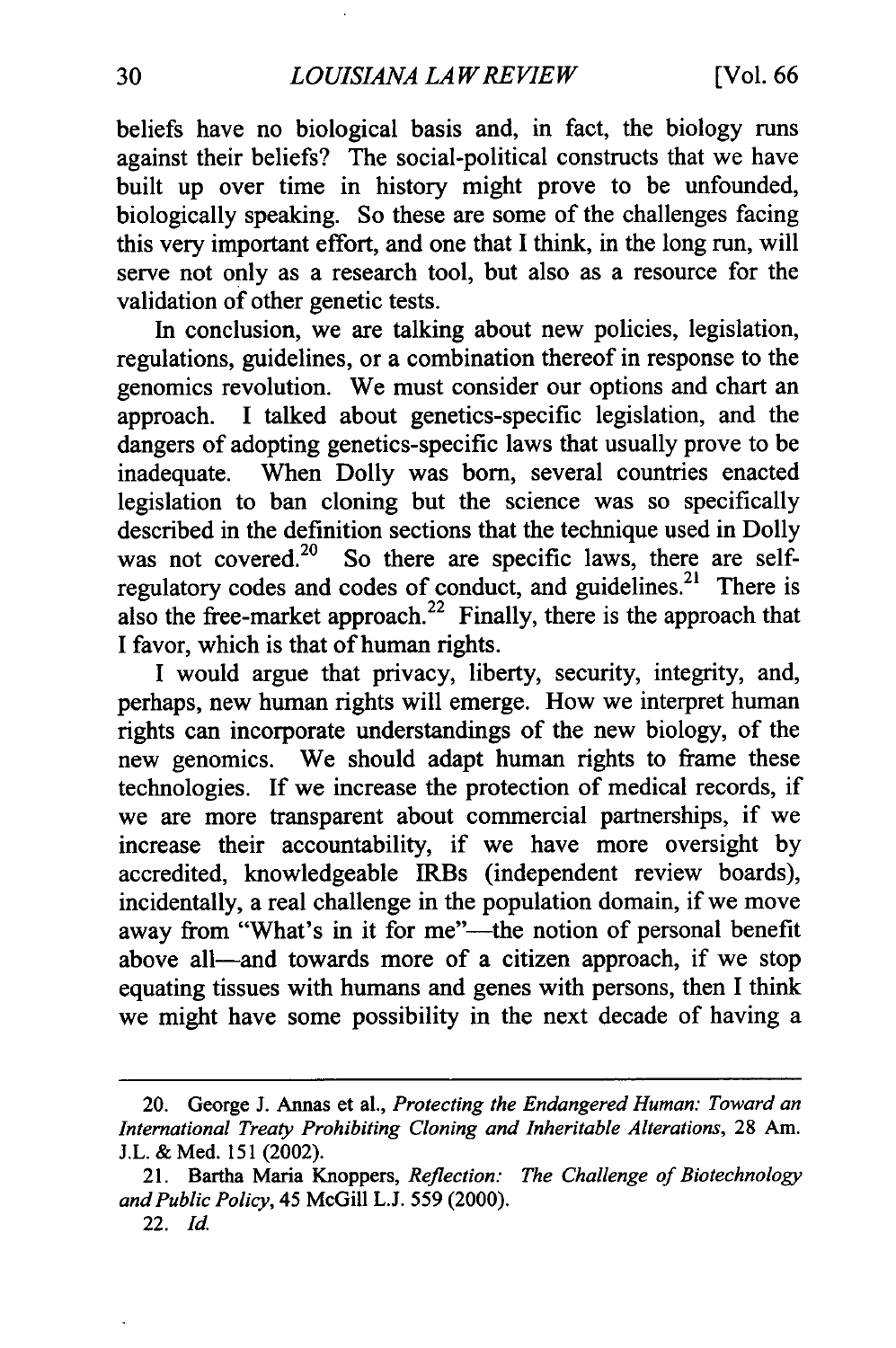beliefs have no biological basis and, in fact, the biology runs against their beliefs? The social-political constructs that we have built up over time in history might prove to be unfounded, biologically speaking. So these are some of the challenges facing this very important effort, and one that I think, in the long run, will serve not only as a research tool, but also as a resource for the validation of other genetic tests.

In conclusion, we are talking about new policies, legislation, regulations, guidelines, or a combination thereof in response to the genomics revolution. We must consider our options and chart an approach. I talked about genetics-specific legislation, and the dangers of adopting genetics-specific laws that usually prove to be inadequate. When Dolly was born, several countries enacted legislation to ban cloning but the science was so specifically described in the definition sections that the technique used in Dolly was not covered.[20] So there are specific laws, there are self-regulatory codes and codes of conduct, and guidelines.[21] There is also the free-market approach.[22] Finally, there is the approach that I favor, which is that of human rights.

I would argue that privacy, liberty, security, integrity, and, perhaps, new human rights will emerge. How we interpret human rights can incorporate understandings of the new biology, of the new genomics. We should adapt human rights to frame these technologies. If we increase the protection of medical records, if we are more transparent about commercial partnerships, if we increase their accountability, if we have more oversight by accredited, knowledgeable IRBs (independent review boards), incidentally, a real challenge in the population domain, if we move away from "What's in it for me"—the notion of personal benefit above all—and towards more of a citizen approach, if we stop equating tissues with humans and genes with persons, then I think we might have some possibility in the next decade of having a

---

20. George J. Annas et al., *Protecting the Endangered Human: Toward an International Treaty Prohibiting Cloning and Inheritable Alterations*, 28 Am. J.L. & Med. 151 (2002).

21. Bartha Maria Knoppers, *Reflection: The Challenge of Biotechnology and Public Policy*, 45 McGill L.J. 559 (2000).

22. *Id.*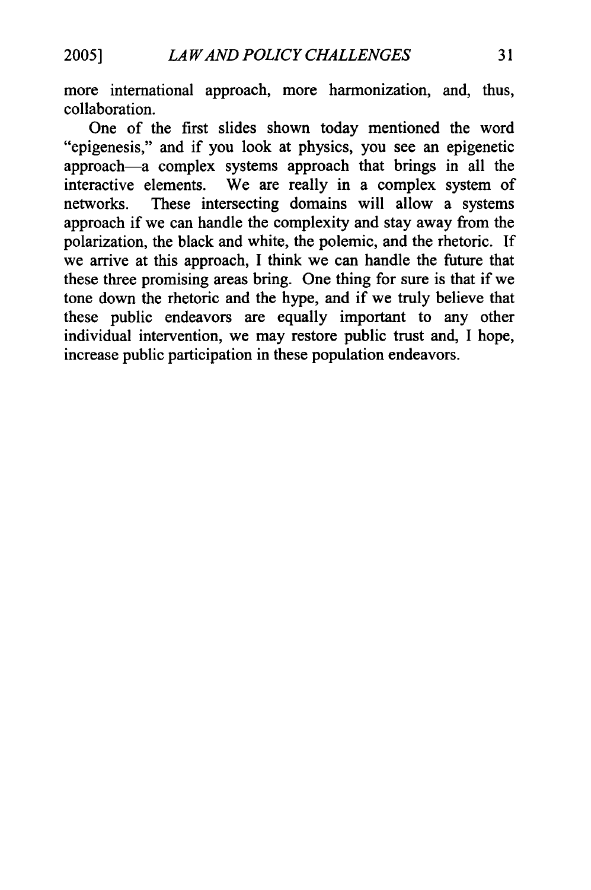more international approach, more harmonization, and, thus, collaboration.

One of the first slides shown today mentioned the word "epigenesis," and if you look at physics, you see an epigenetic approach—a complex systems approach that brings in all the interactive elements. We are really in a complex system of networks. These intersecting domains will allow a systems approach if we can handle the complexity and stay away from the polarization, the black and white, the polemic, and the rhetoric. If we arrive at this approach, I think we can handle the future that these three promising areas bring. One thing for sure is that if we tone down the rhetoric and the hype, and if we truly believe that these public endeavors are equally important to any other individual intervention, we may restore public trust and, I hope, increase public participation in these population endeavors.